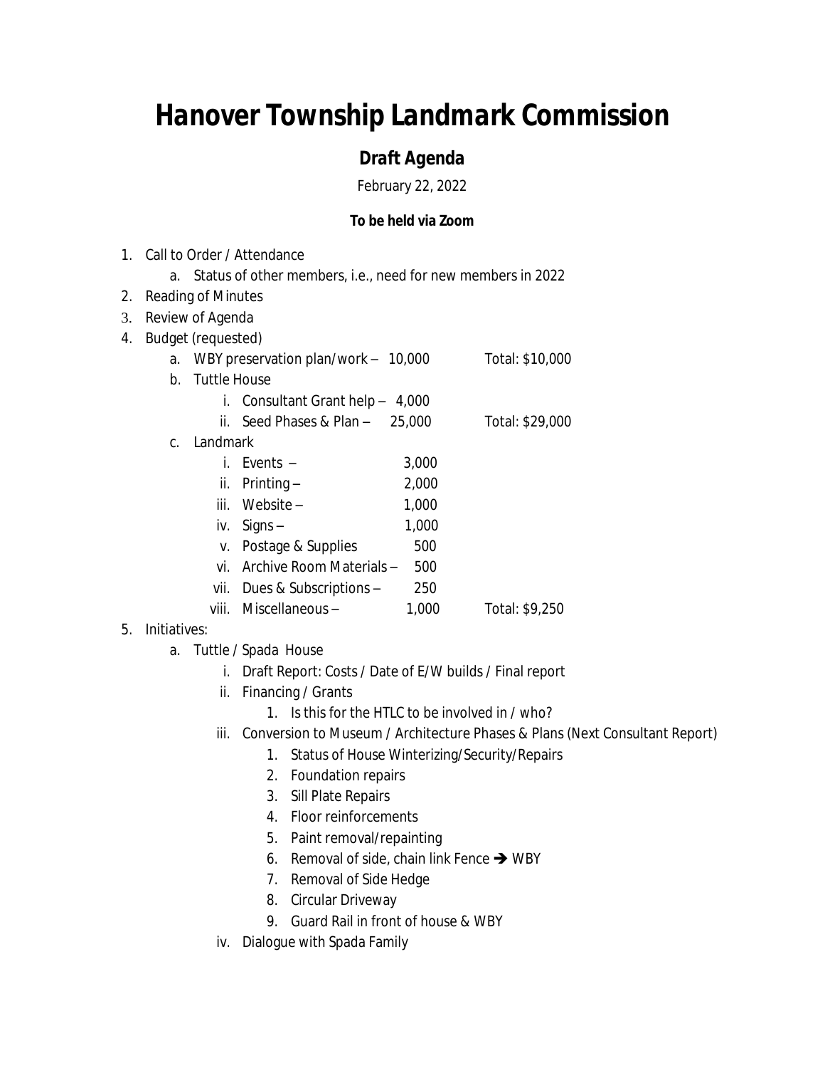# Hanover Township Landmark Commission

## Draft Agenda

February 22, 2022

**To be held via Zoom**

1. Call to Order / Attendance
   a. Status of other members, i.e., need for new members in 2022
2. Reading of Minutes
3. Review of Agenda
4. Budget (requested)
   a. WBY preservation plan/work – 10,000 Total: $10,000
   b. Tuttle House
      i. Consultant Grant help – 4,000
      ii. Seed Phases & Plan – 25,000 Total: $29,000
   c. Landmark
      i. Events – 3,000
      ii. Printing – 2,000
      iii. Website – 1,000
      iv. Signs – 1,000
      v. Postage & Supplies 500
      vi. Archive Room Materials – 500
      vii. Dues & Subscriptions – 250
      viii. Miscellaneous – 1,000 Total: $9,250
5. Initiatives:
   a. Tuttle / Spada House
      i. Draft Report: Costs / Date of E/W builds / Final report
      ii. Financing / Grants
         1. Is this for the HTLC to be involved in / who?
      iii. Conversion to Museum / Architecture Phases & Plans (Next Consultant Report)
         1. Status of House Winterizing/Security/Repairs
         2. Foundation repairs
         3. Sill Plate Repairs
         4. Floor reinforcements
         5. Paint removal/repainting
         6. Removal of side, chain link Fence ➔ WBY
         7. Removal of Side Hedge
         8. Circular Driveway
         9. Guard Rail in front of house & WBY
      iv. Dialogue with Spada Family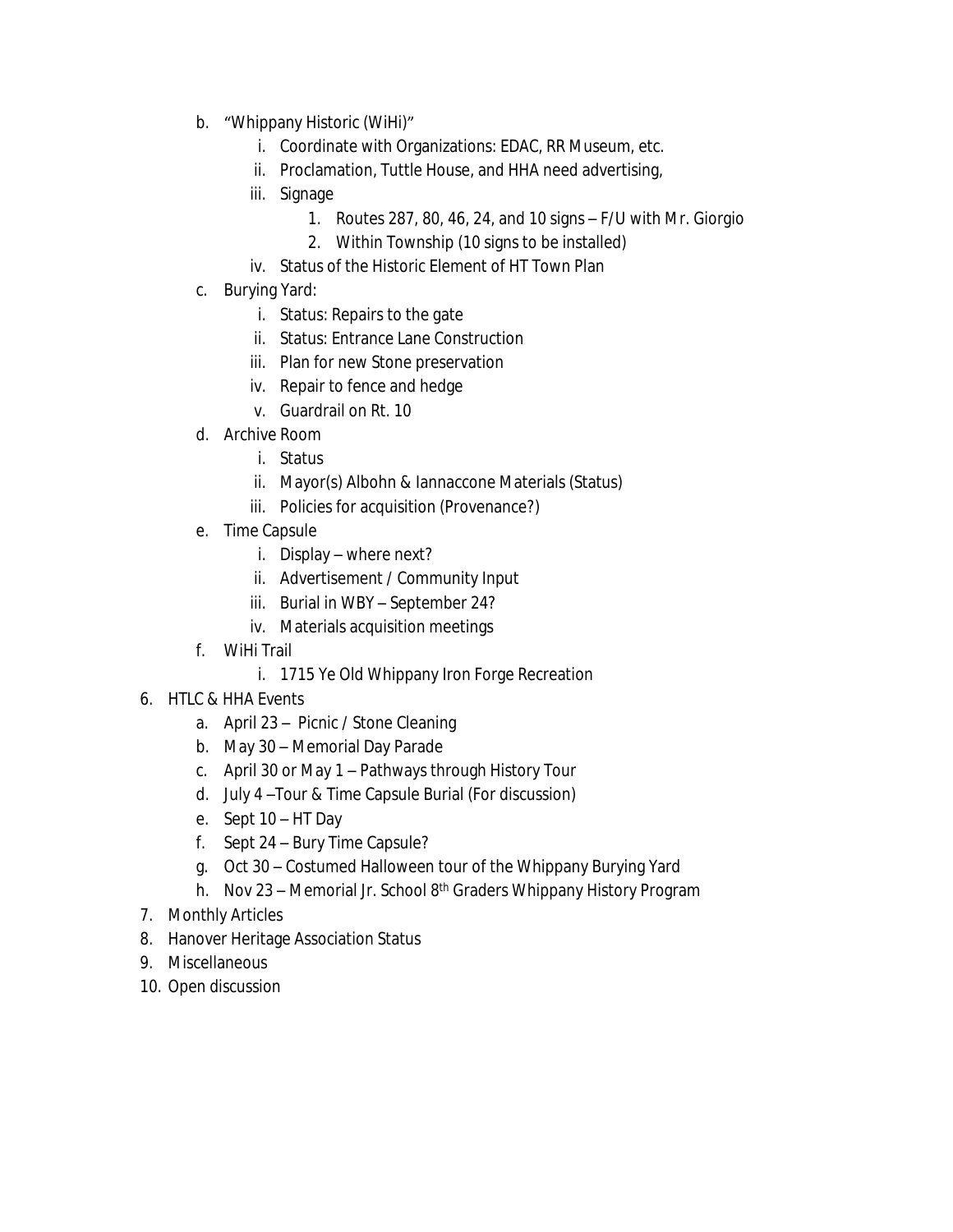b. "Whippany Historic (WiHi)"
      i. Coordinate with Organizations: EDAC, RR Museum, etc.
      ii. Proclamation, Tuttle House, and HHA need advertising,
      iii. Signage
         1. Routes 287, 80, 46, 24, and 10 signs – F/U with Mr. Giorgio
         2. Within Township (10 signs to be installed)
      iv. Status of the Historic Element of HT Town Plan
   c. Burying Yard:
      i. Status: Repairs to the gate
      ii. Status: Entrance Lane Construction
      iii. Plan for new Stone preservation
      iv. Repair to fence and hedge
      v. Guardrail on Rt. 10
   d. Archive Room
      i. Status
      ii. Mayor(s) Albohn & Iannaccone Materials (Status)
      iii. Policies for acquisition (Provenance?)
   e. Time Capsule
      i. Display – where next?
      ii. Advertisement / Community Input
      iii. Burial in WBY – September 24?
      iv. Materials acquisition meetings
   f. WiHi Trail
      i. 1715 Ye Old Whippany Iron Forge Recreation

6. HTLC & HHA Events
   a. April 23 – Picnic / Stone Cleaning
   b. May 30 – Memorial Day Parade
   c. April 30 or May 1 – Pathways through History Tour
   d. July 4 –Tour & Time Capsule Burial (For discussion)
   e. Sept 10 – HT Day
   f. Sept 24 – Bury Time Capsule?
   g. Oct 30 – Costumed Halloween tour of the Whippany Burying Yard
   h. Nov 23 – Memorial Jr. School 8th Graders Whippany History Program
7. Monthly Articles
8. Hanover Heritage Association Status
9. Miscellaneous
10. Open discussion